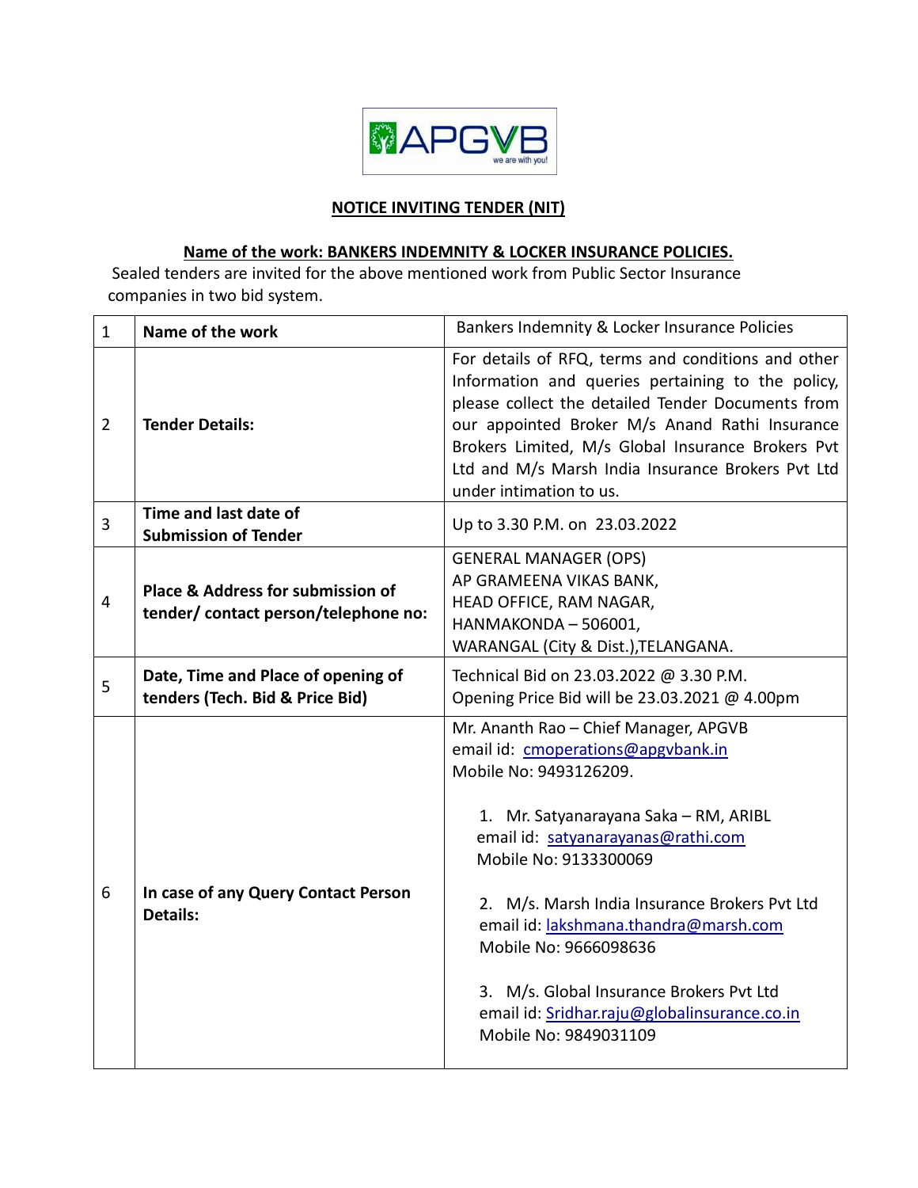## NOTICE INVITING TENDER (NIT)

### Name of the work: BANKERS INDEMNITY & LOCKER INSURANCE POLICIES.

Sealed tenders are invited for the above mentioned work from Public Sector Insurance companies in two bid system.

| | | |
|---|---|---|
| 1 | **Name of the work** | Bankers Indemnity & Locker Insurance Policies |
| 2 | **Tender Details:** | For details of RFQ, terms and conditions and other Information and queries pertaining to the policy, please collect the detailed Tender Documents from our appointed Broker M/s Anand Rathi Insurance Brokers Limited, M/s Global Insurance Brokers Pvt Ltd and M/s Marsh India Insurance Brokers Pvt Ltd under intimation to us. |
| 3 | **Time and last date of Submission of Tender** | Up to 3.30 P.M. on 23.03.2022 |
| 4 | **Place & Address for submission of tender/ contact person/telephone no:** | GENERAL MANAGER (OPS)<br>AP GRAMEENA VIKAS BANK,<br>HEAD OFFICE, RAM NAGAR,<br>HANMAKONDA – 506001,<br>WARANGAL (City & Dist.),TELANGANA. |
| 5 | **Date, Time and Place of opening of tenders (Tech. Bid & Price Bid)** | Technical Bid on 23.03.2022 @ 3.30 P.M.<br>Opening Price Bid will be 23.03.2021 @ 4.00pm |
| 6 | **In case of any Query Contact Person Details:** | Mr. Ananth Rao – Chief Manager, APGVB<br>email id: cmoperations@apgvbank.in<br>Mobile No: 9493126209.<br><br>1. Mr. Satyanarayana Saka – RM, ARIBL<br>email id: satyanarayanas@rathi.com<br>Mobile No: 9133300069<br><br>2. M/s. Marsh India Insurance Brokers Pvt Ltd<br>email id: lakshmana.thandra@marsh.com<br>Mobile No: 9666098636<br><br>3. M/s. Global Insurance Brokers Pvt Ltd<br>email id: Sridhar.raju@globalinsurance.co.in<br>Mobile No: 9849031109 |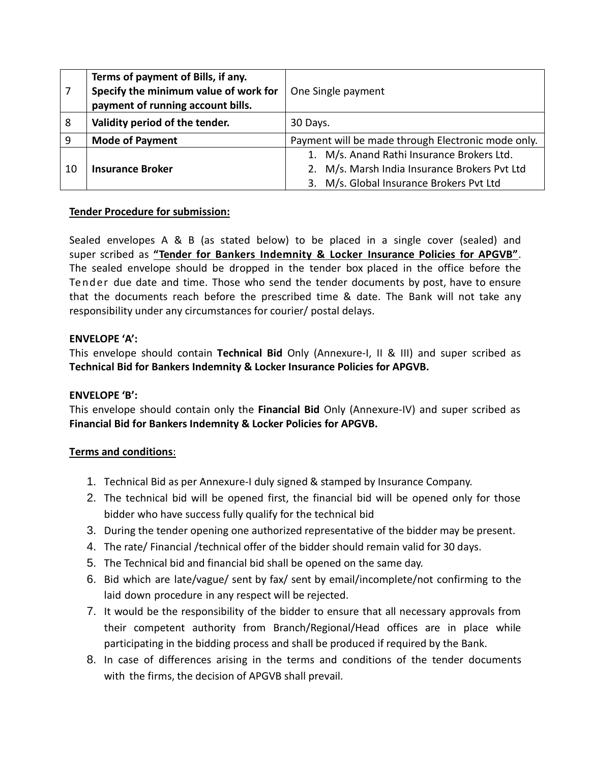| | | |
|---|---|---|
| 7 | **Terms of payment of Bills, if any. Specify the minimum value of work for payment of running account bills.** | One Single payment |
| 8 | **Validity period of the tender.** | 30 Days. |
| 9 | **Mode of Payment** | Payment will be made through Electronic mode only. |
| 10 | **Insurance Broker** | 1. M/s. Anand Rathi Insurance Brokers Ltd.<br>2. M/s. Marsh India Insurance Brokers Pvt Ltd<br>3. M/s. Global Insurance Brokers Pvt Ltd |

**Tender Procedure for submission:**

Sealed envelopes A & B (as stated below) to be placed in a single cover (sealed) and super scribed as **"Tender for Bankers Indemnity & Locker Insurance Policies for APGVB"**. The sealed envelope should be dropped in the tender box placed in the office before the Tender due date and time. Those who send the tender documents by post, have to ensure that the documents reach before the prescribed time & date. The Bank will not take any responsibility under any circumstances for courier/ postal delays.

**ENVELOPE 'A':**
This envelope should contain **Technical Bid** Only (Annexure-I, II & III) and super scribed as **Technical Bid for Bankers Indemnity & Locker Insurance Policies for APGVB.**

**ENVELOPE 'B':**
This envelope should contain only the **Financial Bid** Only (Annexure-IV) and super scribed as **Financial Bid for Bankers Indemnity & Locker Policies for APGVB.**

**Terms and conditions**:

1. Technical Bid as per Annexure-I duly signed & stamped by Insurance Company.
2. The technical bid will be opened first, the financial bid will be opened only for those bidder who have success fully qualify for the technical bid
3. During the tender opening one authorized representative of the bidder may be present.
4. The rate/ Financial /technical offer of the bidder should remain valid for 30 days.
5. The Technical bid and financial bid shall be opened on the same day.
6. Bid which are late/vague/ sent by fax/ sent by email/incomplete/not confirming to the laid down procedure in any respect will be rejected.
7. It would be the responsibility of the bidder to ensure that all necessary approvals from their competent authority from Branch/Regional/Head offices are in place while participating in the bidding process and shall be produced if required by the Bank.
8. In case of differences arising in the terms and conditions of the tender documents with the firms, the decision of APGVB shall prevail.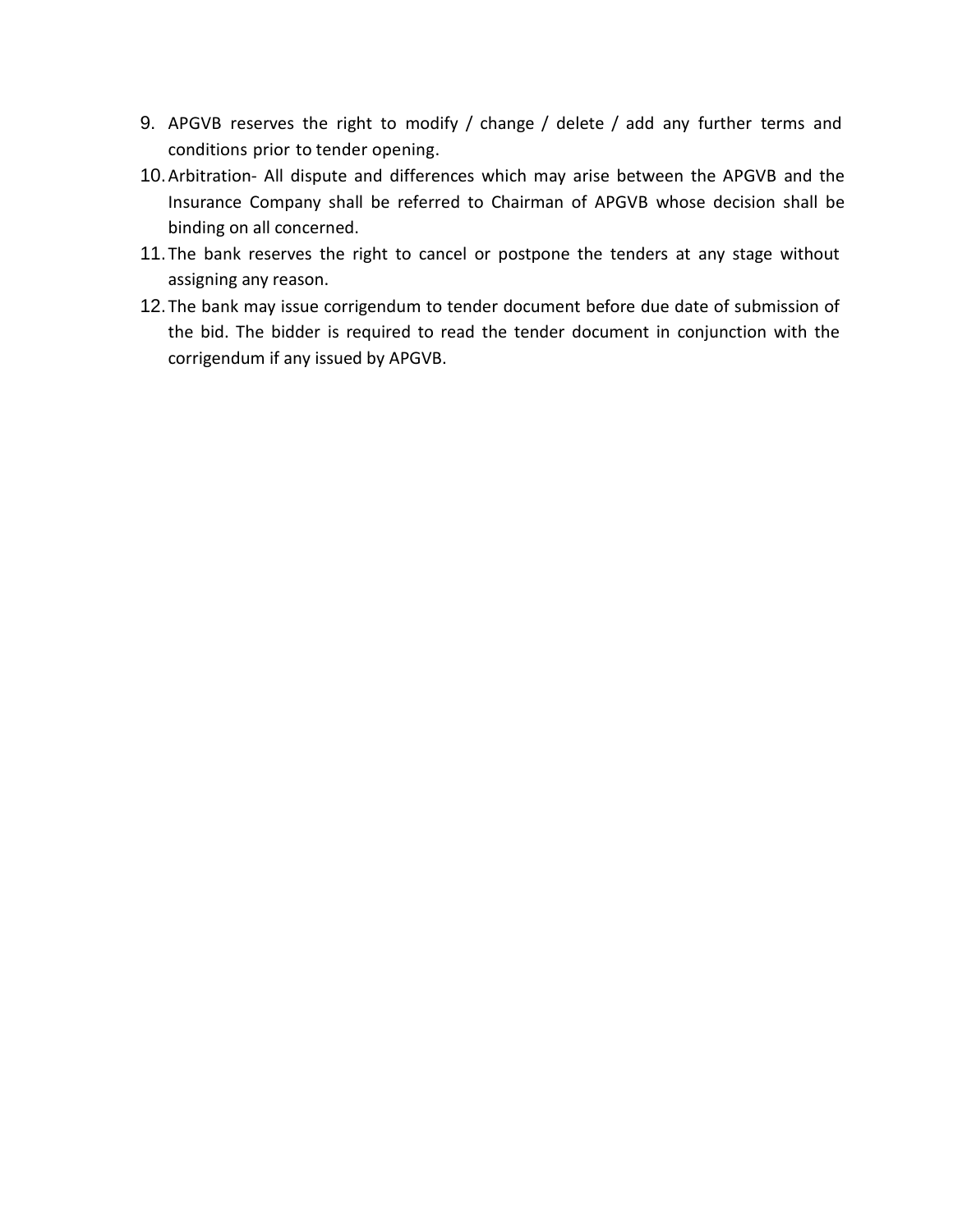9. APGVB reserves the right to modify / change / delete / add any further terms and conditions prior to tender opening.
10. Arbitration- All dispute and differences which may arise between the APGVB and the Insurance Company shall be referred to Chairman of APGVB whose decision shall be binding on all concerned.
11. The bank reserves the right to cancel or postpone the tenders at any stage without assigning any reason.
12. The bank may issue corrigendum to tender document before due date of submission of the bid. The bidder is required to read the tender document in conjunction with the corrigendum if any issued by APGVB.